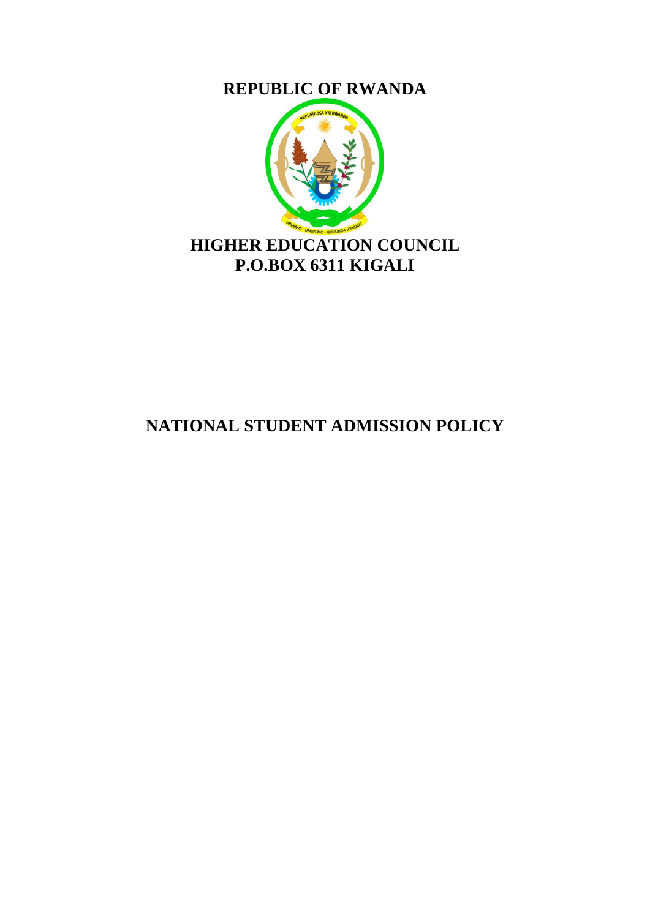**REPUBLIC OF RWANDA**

**HIGHER EDUCATION COUNCIL**
**P.O.BOX 6311 KIGALI**

# NATIONAL STUDENT ADMISSION POLICY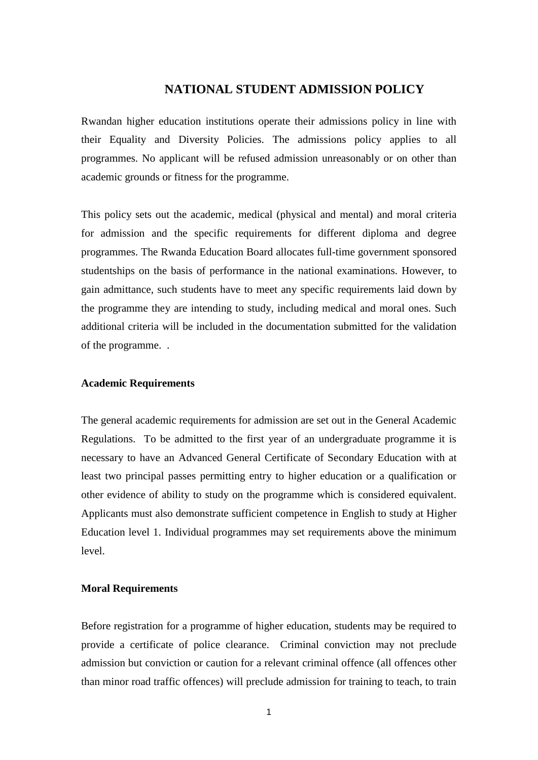# NATIONAL STUDENT ADMISSION POLICY

Rwandan higher education institutions operate their admissions policy in line with their Equality and Diversity Policies. The admissions policy applies to all programmes. No applicant will be refused admission unreasonably or on other than academic grounds or fitness for the programme.

This policy sets out the academic, medical (physical and mental) and moral criteria for admission and the specific requirements for different diploma and degree programmes. The Rwanda Education Board allocates full-time government sponsored studentships on the basis of performance in the national examinations. However, to gain admittance, such students have to meet any specific requirements laid down by the programme they are intending to study, including medical and moral ones. Such additional criteria will be included in the documentation submitted for the validation of the programme. .

**Academic Requirements**

The general academic requirements for admission are set out in the General Academic Regulations. To be admitted to the first year of an undergraduate programme it is necessary to have an Advanced General Certificate of Secondary Education with at least two principal passes permitting entry to higher education or a qualification or other evidence of ability to study on the programme which is considered equivalent. Applicants must also demonstrate sufficient competence in English to study at Higher Education level 1. Individual programmes may set requirements above the minimum level.

**Moral Requirements**

Before registration for a programme of higher education, students may be required to provide a certificate of police clearance. Criminal conviction may not preclude admission but conviction or caution for a relevant criminal offence (all offences other than minor road traffic offences) will preclude admission for training to teach, to train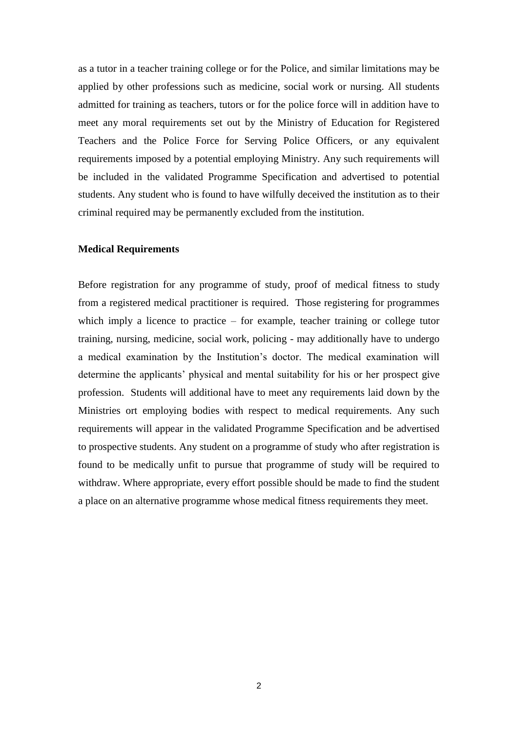as a tutor in a teacher training college or for the Police, and similar limitations may be applied by other professions such as medicine, social work or nursing. All students admitted for training as teachers, tutors or for the police force will in addition have to meet any moral requirements set out by the Ministry of Education for Registered Teachers and the Police Force for Serving Police Officers, or any equivalent requirements imposed by a potential employing Ministry. Any such requirements will be included in the validated Programme Specification and advertised to potential students. Any student who is found to have wilfully deceived the institution as to their criminal required may be permanently excluded from the institution.

**Medical Requirements**

Before registration for any programme of study, proof of medical fitness to study from a registered medical practitioner is required. Those registering for programmes which imply a licence to practice – for example, teacher training or college tutor training, nursing, medicine, social work, policing - may additionally have to undergo a medical examination by the Institution's doctor. The medical examination will determine the applicants' physical and mental suitability for his or her prospect give profession. Students will additional have to meet any requirements laid down by the Ministries ort employing bodies with respect to medical requirements. Any such requirements will appear in the validated Programme Specification and be advertised to prospective students. Any student on a programme of study who after registration is found to be medically unfit to pursue that programme of study will be required to withdraw. Where appropriate, every effort possible should be made to find the student a place on an alternative programme whose medical fitness requirements they meet.